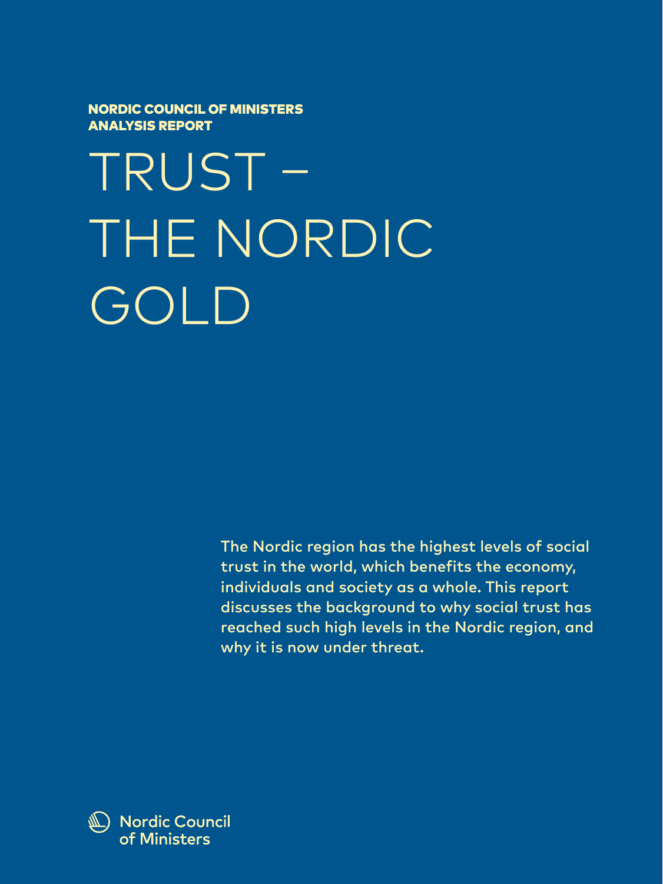**NORDIC COUNCIL OF MINISTERS**
**ANALYSIS REPORT**

# TRUST – THE NORDIC GOLD

The Nordic region has the highest levels of social trust in the world, which benefits the economy, individuals and society as a whole. This report discusses the background to why social trust has reached such high levels in the Nordic region, and why it is now under threat.

Nordic Council of Ministers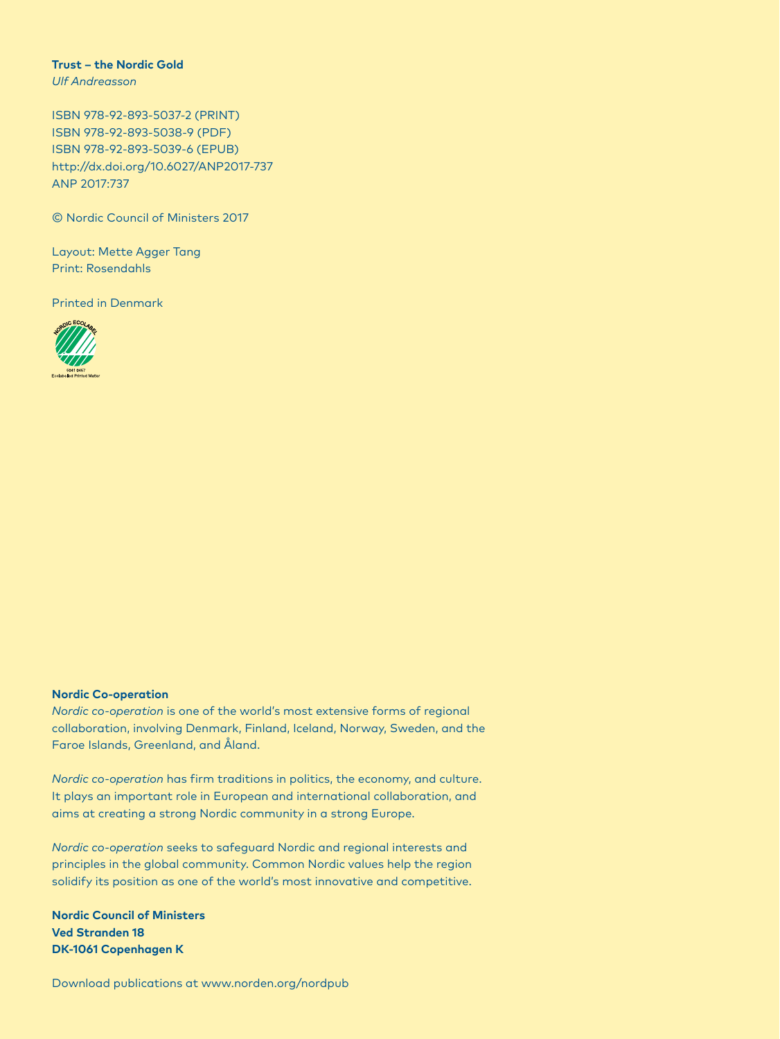**Trust – the Nordic Gold**
*Ulf Andreasson*

ISBN 978-92-893-5037-2 (PRINT)
ISBN 978-92-893-5038-9 (PDF)
ISBN 978-92-893-5039-6 (EPUB)
http://dx.doi.org/10.6027/ANP2017-737
ANP 2017:737

© Nordic Council of Ministers 2017

Layout: Mette Agger Tang
Print: Rosendahls

Printed in Denmark

NORDIC ECOLABEL
5041 0457
Ecolabelled Printed Matter

**Nordic Co-operation**
*Nordic co-operation* is one of the world's most extensive forms of regional collaboration, involving Denmark, Finland, Iceland, Norway, Sweden, and the Faroe Islands, Greenland, and Åland.

*Nordic co-operation* has firm traditions in politics, the economy, and culture. It plays an important role in European and international collaboration, and aims at creating a strong Nordic community in a strong Europe.

*Nordic co-operation* seeks to safeguard Nordic and regional interests and principles in the global community. Common Nordic values help the region solidify its position as one of the world's most innovative and competitive.

**Nordic Council of Ministers**
**Ved Stranden 18**
**DK-1061 Copenhagen K**

Download publications at www.norden.org/nordpub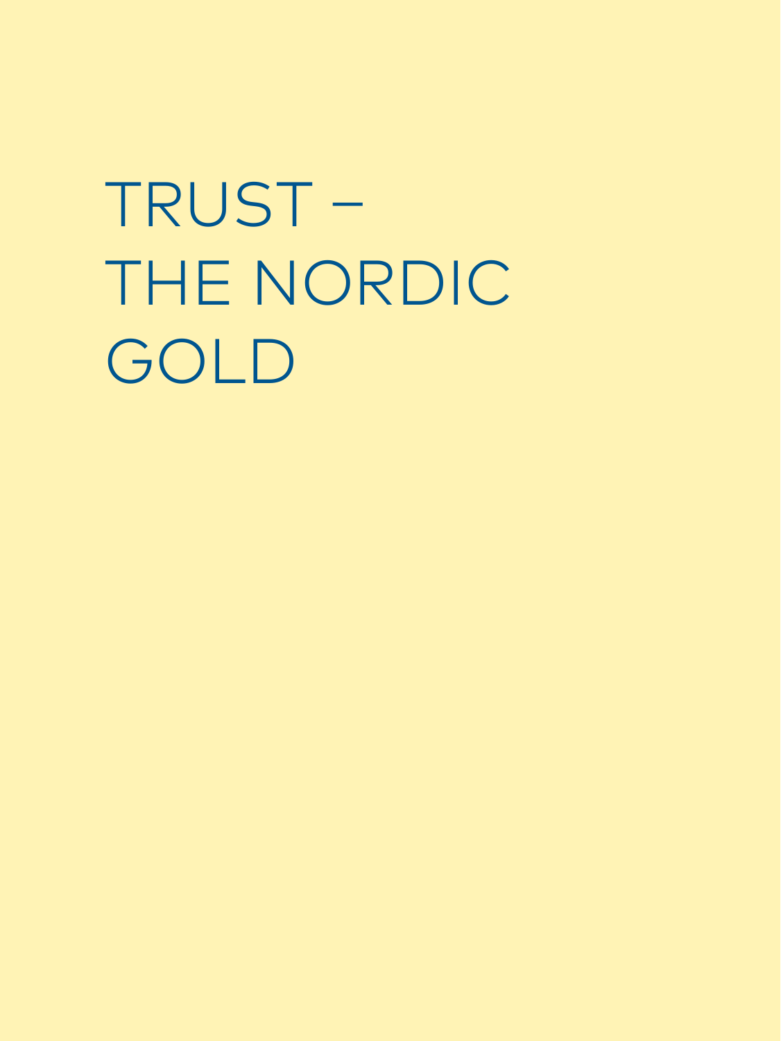# TRUST – THE NORDIC GOLD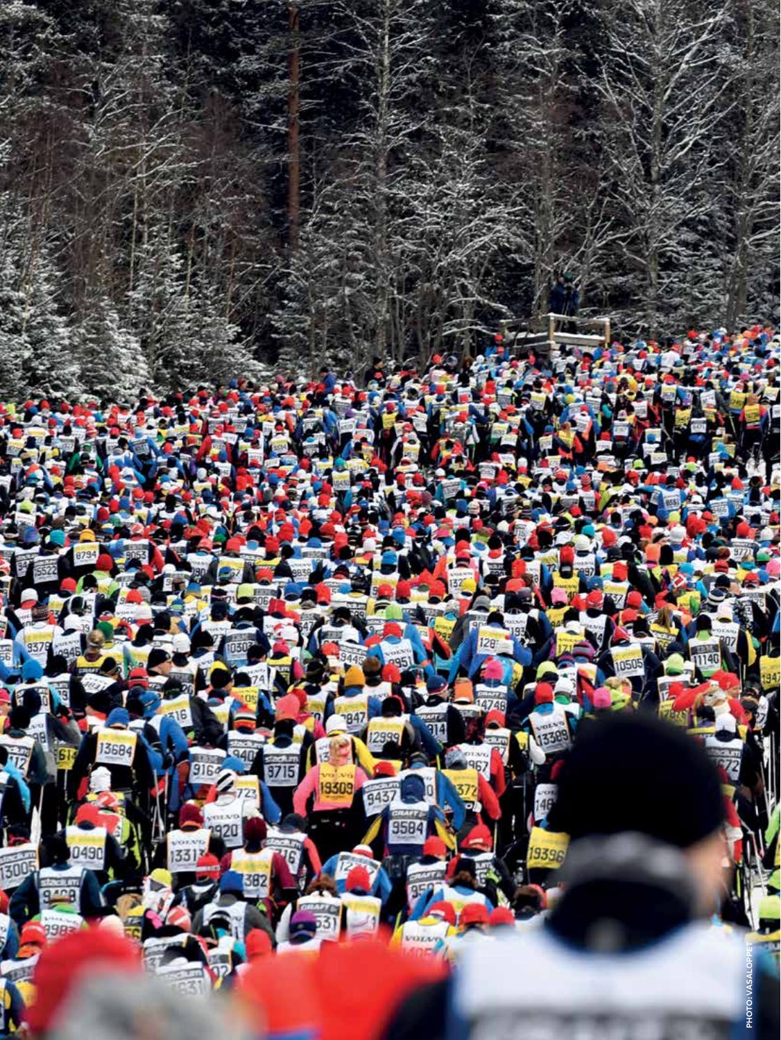PHOTO: VASALOPPET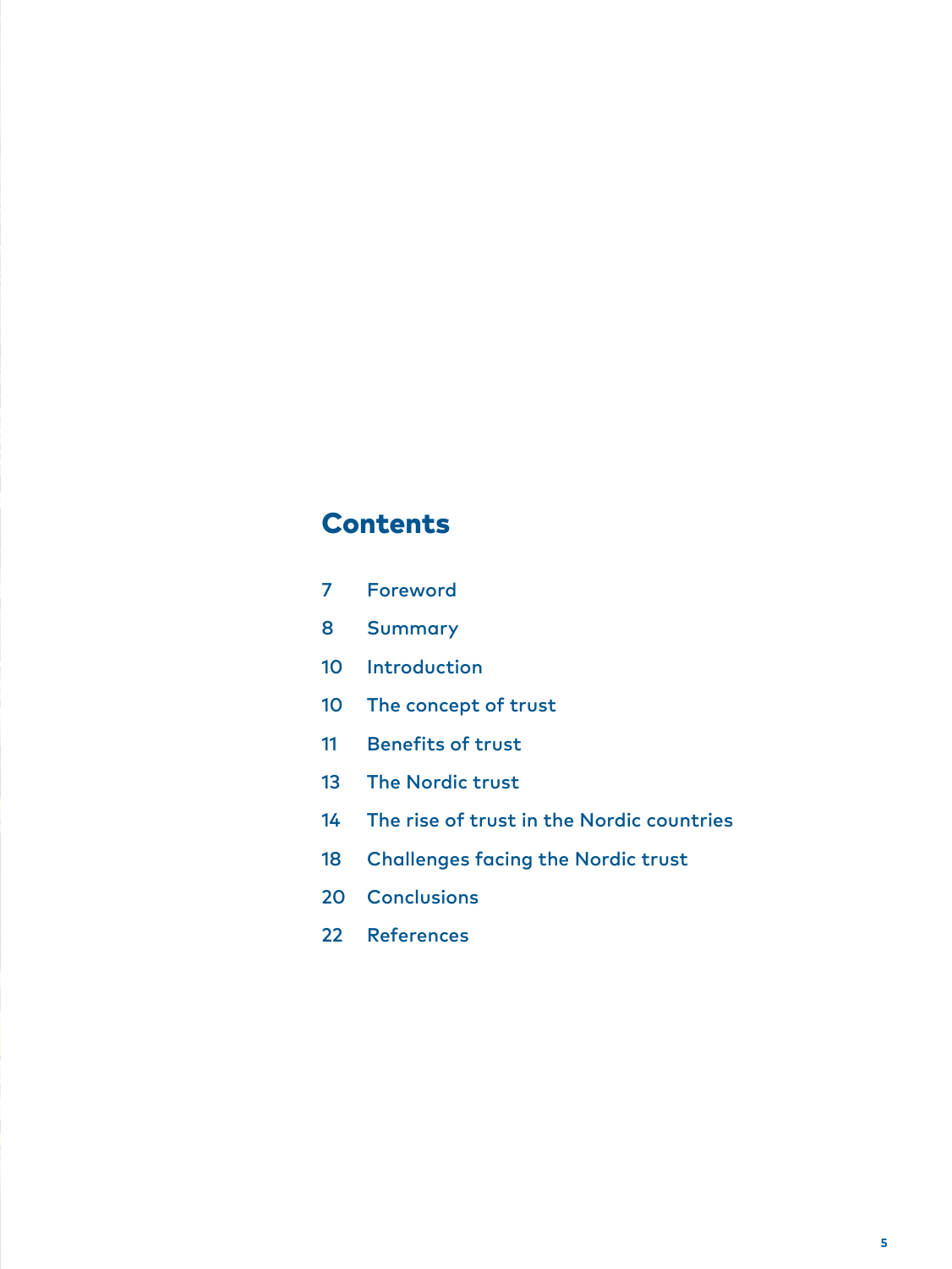# Contents

| | |
|---|---|
| 7 | Foreword |
| 8 | Summary |
| 10 | Introduction |
| 10 | The concept of trust |
| 11 | Benefits of trust |
| 13 | The Nordic trust |
| 14 | The rise of trust in the Nordic countries |
| 18 | Challenges facing the Nordic trust |
| 20 | Conclusions |
| 22 | References |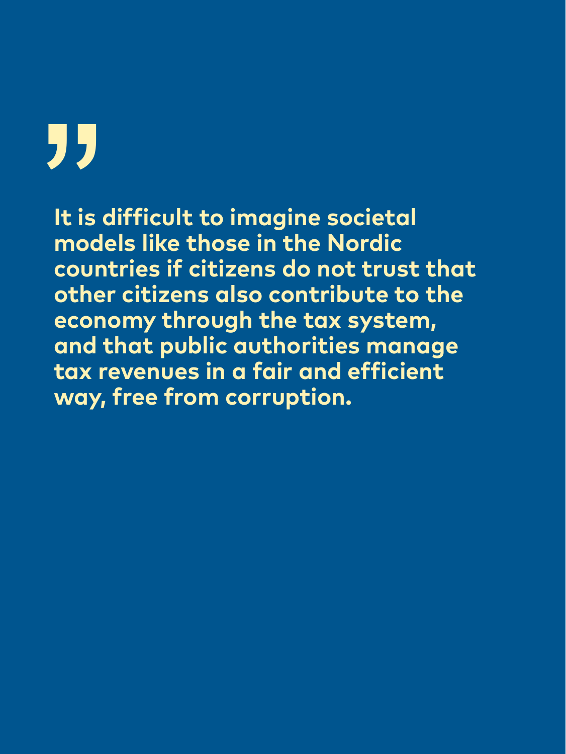"

**It is difficult to imagine societal models like those in the Nordic countries if citizens do not trust that other citizens also contribute to the economy through the tax system, and that public authorities manage tax revenues in a fair and efficient way, free from corruption.**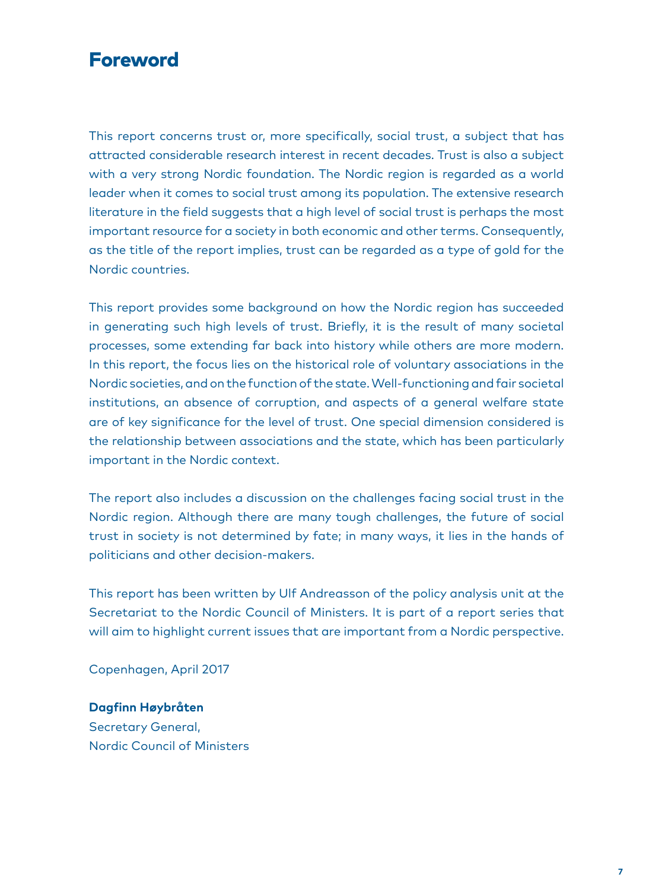# Foreword

This report concerns trust or, more specifically, social trust, a subject that has attracted considerable research interest in recent decades. Trust is also a subject with a very strong Nordic foundation. The Nordic region is regarded as a world leader when it comes to social trust among its population. The extensive research literature in the field suggests that a high level of social trust is perhaps the most important resource for a society in both economic and other terms. Consequently, as the title of the report implies, trust can be regarded as a type of gold for the Nordic countries.

This report provides some background on how the Nordic region has succeeded in generating such high levels of trust. Briefly, it is the result of many societal processes, some extending far back into history while others are more modern. In this report, the focus lies on the historical role of voluntary associations in the Nordic societies, and on the function of the state. Well-functioning and fair societal institutions, an absence of corruption, and aspects of a general welfare state are of key significance for the level of trust. One special dimension considered is the relationship between associations and the state, which has been particularly important in the Nordic context.

The report also includes a discussion on the challenges facing social trust in the Nordic region. Although there are many tough challenges, the future of social trust in society is not determined by fate; in many ways, it lies in the hands of politicians and other decision-makers.

This report has been written by Ulf Andreasson of the policy analysis unit at the Secretariat to the Nordic Council of Ministers. It is part of a report series that will aim to highlight current issues that are important from a Nordic perspective.

Copenhagen, April 2017

**Dagfinn Høybråten**
Secretary General,
Nordic Council of Ministers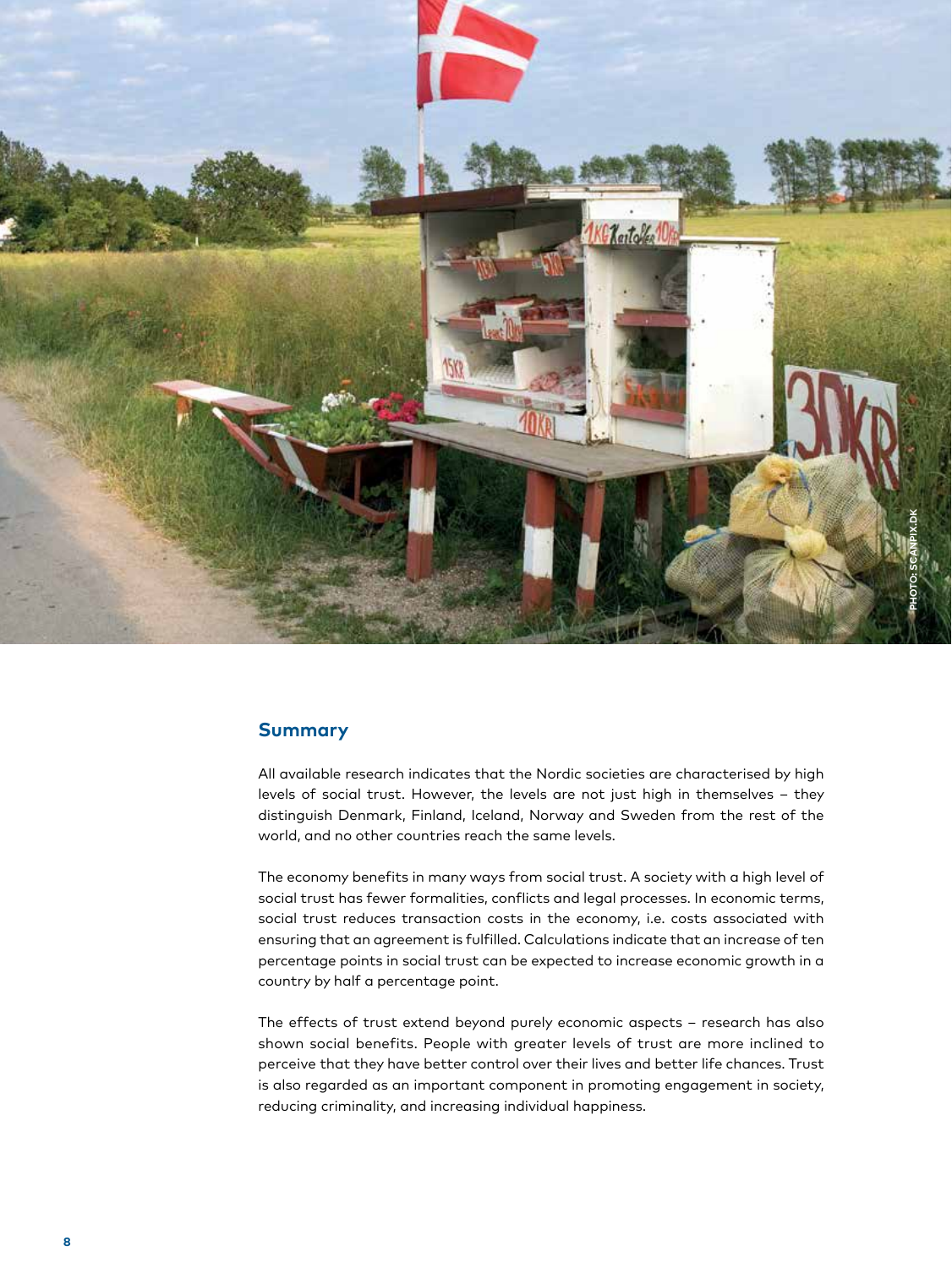## Summary

All available research indicates that the Nordic societies are characterised by high levels of social trust. However, the levels are not just high in themselves – they distinguish Denmark, Finland, Iceland, Norway and Sweden from the rest of the world, and no other countries reach the same levels.

The economy benefits in many ways from social trust. A society with a high level of social trust has fewer formalities, conflicts and legal processes. In economic terms, social trust reduces transaction costs in the economy, i.e. costs associated with ensuring that an agreement is fulfilled. Calculations indicate that an increase of ten percentage points in social trust can be expected to increase economic growth in a country by half a percentage point.

The effects of trust extend beyond purely economic aspects – research has also shown social benefits. People with greater levels of trust are more inclined to perceive that they have better control over their lives and better life chances. Trust is also regarded as an important component in promoting engagement in society, reducing criminality, and increasing individual happiness.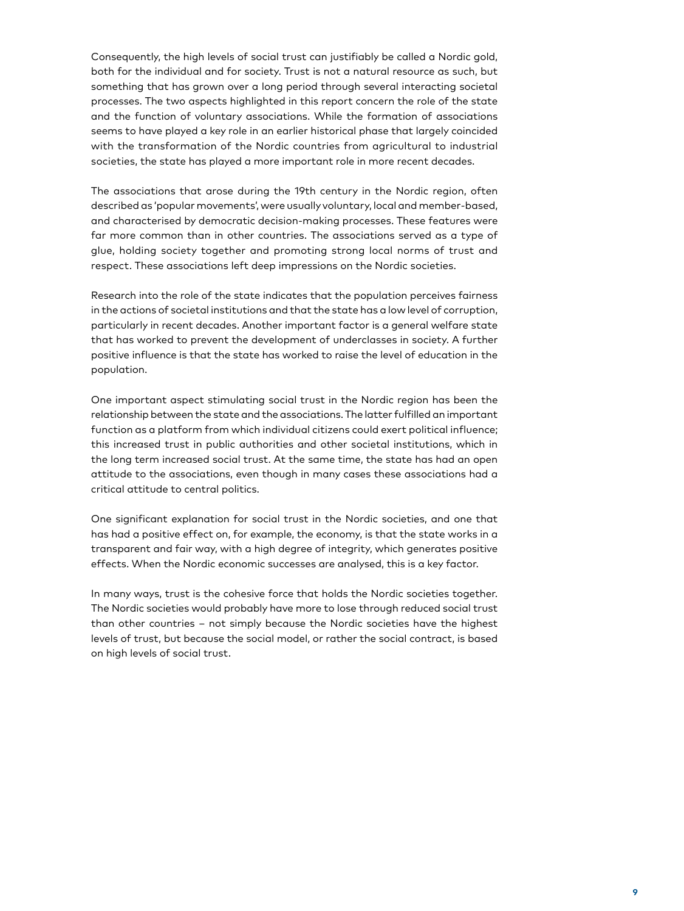Consequently, the high levels of social trust can justifiably be called a Nordic gold, both for the individual and for society. Trust is not a natural resource as such, but something that has grown over a long period through several interacting societal processes. The two aspects highlighted in this report concern the role of the state and the function of voluntary associations. While the formation of associations seems to have played a key role in an earlier historical phase that largely coincided with the transformation of the Nordic countries from agricultural to industrial societies, the state has played a more important role in more recent decades.

The associations that arose during the 19th century in the Nordic region, often described as 'popular movements', were usually voluntary, local and member-based, and characterised by democratic decision-making processes. These features were far more common than in other countries. The associations served as a type of glue, holding society together and promoting strong local norms of trust and respect. These associations left deep impressions on the Nordic societies.

Research into the role of the state indicates that the population perceives fairness in the actions of societal institutions and that the state has a low level of corruption, particularly in recent decades. Another important factor is a general welfare state that has worked to prevent the development of underclasses in society. A further positive influence is that the state has worked to raise the level of education in the population.

One important aspect stimulating social trust in the Nordic region has been the relationship between the state and the associations. The latter fulfilled an important function as a platform from which individual citizens could exert political influence; this increased trust in public authorities and other societal institutions, which in the long term increased social trust. At the same time, the state has had an open attitude to the associations, even though in many cases these associations had a critical attitude to central politics.

One significant explanation for social trust in the Nordic societies, and one that has had a positive effect on, for example, the economy, is that the state works in a transparent and fair way, with a high degree of integrity, which generates positive effects. When the Nordic economic successes are analysed, this is a key factor.

In many ways, trust is the cohesive force that holds the Nordic societies together. The Nordic societies would probably have more to lose through reduced social trust than other countries – not simply because the Nordic societies have the highest levels of trust, but because the social model, or rather the social contract, is based on high levels of social trust.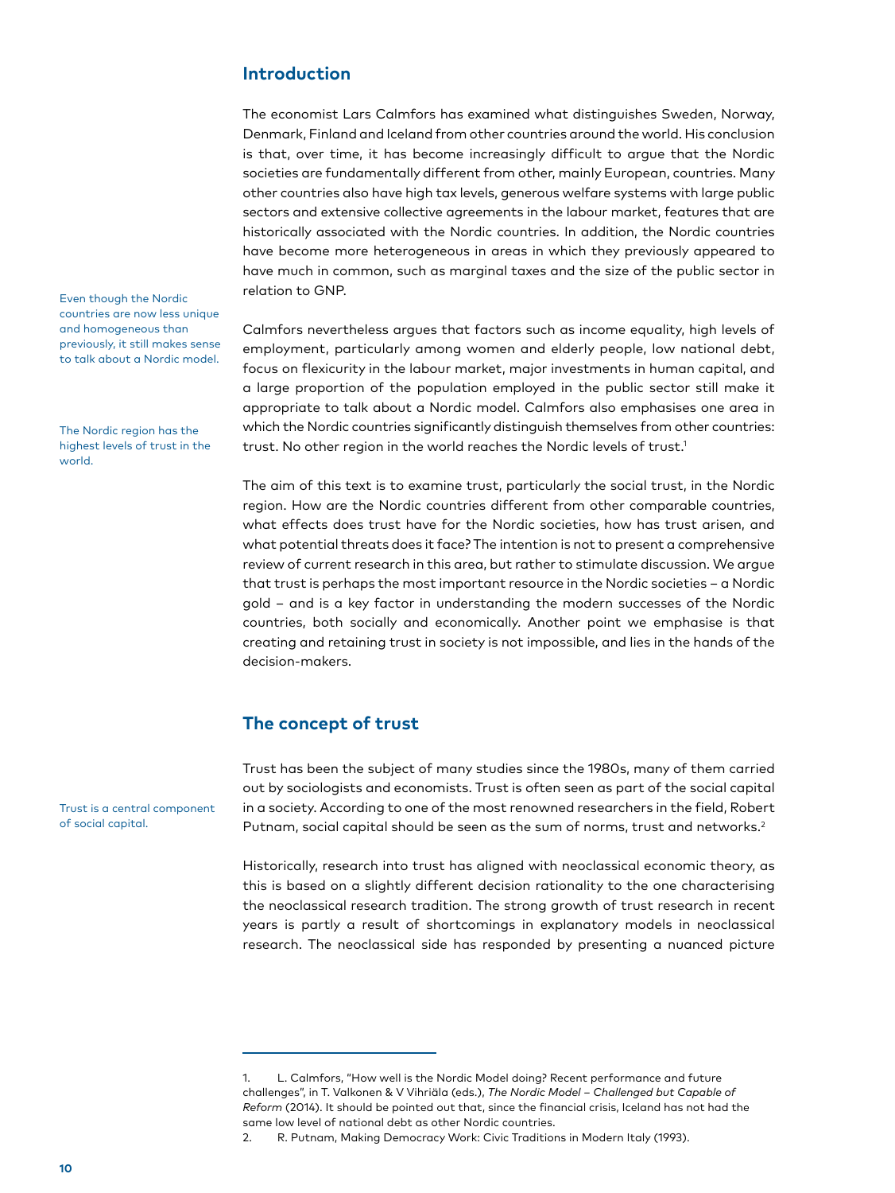## Introduction

The economist Lars Calmfors has examined what distinguishes Sweden, Norway, Denmark, Finland and Iceland from other countries around the world. His conclusion is that, over time, it has become increasingly difficult to argue that the Nordic societies are fundamentally different from other, mainly European, countries. Many other countries also have high tax levels, generous welfare systems with large public sectors and extensive collective agreements in the labour market, features that are historically associated with the Nordic countries. In addition, the Nordic countries have become more heterogeneous in areas in which they previously appeared to have much in common, such as marginal taxes and the size of the public sector in relation to GNP.

Even though the Nordic countries are now less unique and homogeneous than previously, it still makes sense to talk about a Nordic model.

Calmfors nevertheless argues that factors such as income equality, high levels of employment, particularly among women and elderly people, low national debt, focus on flexicurity in the labour market, major investments in human capital, and a large proportion of the population employed in the public sector still make it appropriate to talk about a Nordic model. Calmfors also emphasises one area in which the Nordic countries significantly distinguish themselves from other countries: trust. No other region in the world reaches the Nordic levels of trust.[1]

The Nordic region has the highest levels of trust in the world.

The aim of this text is to examine trust, particularly the social trust, in the Nordic region. How are the Nordic countries different from other comparable countries, what effects does trust have for the Nordic societies, how has trust arisen, and what potential threats does it face? The intention is not to present a comprehensive review of current research in this area, but rather to stimulate discussion. We argue that trust is perhaps the most important resource in the Nordic societies – a Nordic gold – and is a key factor in understanding the modern successes of the Nordic countries, both socially and economically. Another point we emphasise is that creating and retaining trust in society is not impossible, and lies in the hands of the decision-makers.

## The concept of trust

Trust has been the subject of many studies since the 1980s, many of them carried out by sociologists and economists. Trust is often seen as part of the social capital in a society. According to one of the most renowned researchers in the field, Robert Putnam, social capital should be seen as the sum of norms, trust and networks.[2]

Trust is a central component of social capital.

Historically, research into trust has aligned with neoclassical economic theory, as this is based on a slightly different decision rationality to the one characterising the neoclassical research tradition. The strong growth of trust research in recent years is partly a result of shortcomings in explanatory models in neoclassical research. The neoclassical side has responded by presenting a nuanced picture

---

1. L. Calmfors, "How well is the Nordic Model doing? Recent performance and future challenges", in T. Valkonen & V Vihriäla (eds.), *The Nordic Model – Challenged but Capable of Reform* (2014). It should be pointed out that, since the financial crisis, Iceland has not had the same low level of national debt as other Nordic countries.
2. R. Putnam, Making Democracy Work: Civic Traditions in Modern Italy (1993).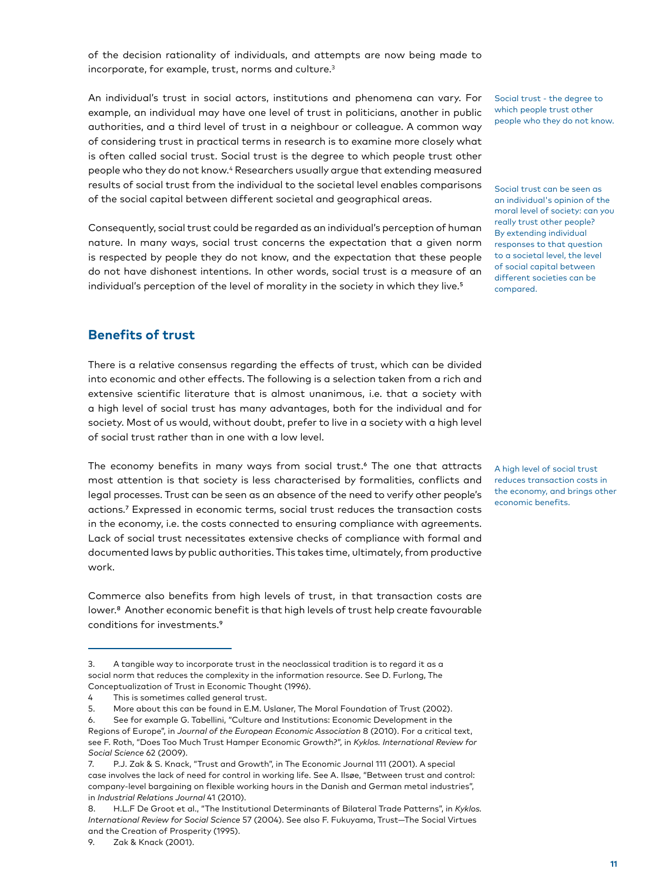of the decision rationality of individuals, and attempts are now being made to incorporate, for example, trust, norms and culture.[3]

An individual's trust in social actors, institutions and phenomena can vary. For example, an individual may have one level of trust in politicians, another in public authorities, and a third level of trust in a neighbour or colleague. A common way of considering trust in practical terms in research is to examine more closely what is often called social trust. Social trust is the degree to which people trust other people who they do not know.[4] Researchers usually argue that extending measured results of social trust from the individual to the societal level enables comparisons of the social capital between different societal and geographical areas.

Social trust - the degree to which people trust other people who they do not know.

Consequently, social trust could be regarded as an individual's perception of human nature. In many ways, social trust concerns the expectation that a given norm is respected by people they do not know, and the expectation that these people do not have dishonest intentions. In other words, social trust is a measure of an individual's perception of the level of morality in the society in which they live.[5]

Social trust can be seen as an individual's opinion of the moral level of society: can you really trust other people? By extending individual responses to that question to a societal level, the level of social capital between different societies can be compared.

## Benefits of trust

There is a relative consensus regarding the effects of trust, which can be divided into economic and other effects. The following is a selection taken from a rich and extensive scientific literature that is almost unanimous, i.e. that a society with a high level of social trust has many advantages, both for the individual and for society. Most of us would, without doubt, prefer to live in a society with a high level of social trust rather than in one with a low level.

The economy benefits in many ways from social trust.[6] The one that attracts most attention is that society is less characterised by formalities, conflicts and legal processes. Trust can be seen as an absence of the need to verify other people's actions.[7] Expressed in economic terms, social trust reduces the transaction costs in the economy, i.e. the costs connected to ensuring compliance with agreements. Lack of social trust necessitates extensive checks of compliance with formal and documented laws by public authorities. This takes time, ultimately, from productive work.

A high level of social trust reduces transaction costs in the economy, and brings other economic benefits.

Commerce also benefits from high levels of trust, in that transaction costs are lower.[8] Another economic benefit is that high levels of trust help create favourable conditions for investments.[9]

---

3. A tangible way to incorporate trust in the neoclassical tradition is to regard it as a social norm that reduces the complexity in the information resource. See D. Furlong, The Conceptualization of Trust in Economic Thought (1996).
4. This is sometimes called general trust.
5. More about this can be found in E.M. Uslaner, The Moral Foundation of Trust (2002).
6. See for example G. Tabellini, "Culture and Institutions: Economic Development in the Regions of Europe", in *Journal of the European Economic Association* 8 (2010). For a critical text, see F. Roth, "Does Too Much Trust Hamper Economic Growth?", in *Kyklos. International Review for Social Science* 62 (2009).
7. P.J. Zak & S. Knack, "Trust and Growth", in The Economic Journal 111 (2001). A special case involves the lack of need for control in working life. See A. Ilsøe, "Between trust and control: company-level bargaining on flexible working hours in the Danish and German metal industries", in *Industrial Relations Journal* 41 (2010).
8. H.L.F De Groot et al., "The Institutional Determinants of Bilateral Trade Patterns", in *Kyklos. International Review for Social Science* 57 (2004). See also F. Fukuyama, Trust—The Social Virtues and the Creation of Prosperity (1995).
9. Zak & Knack (2001).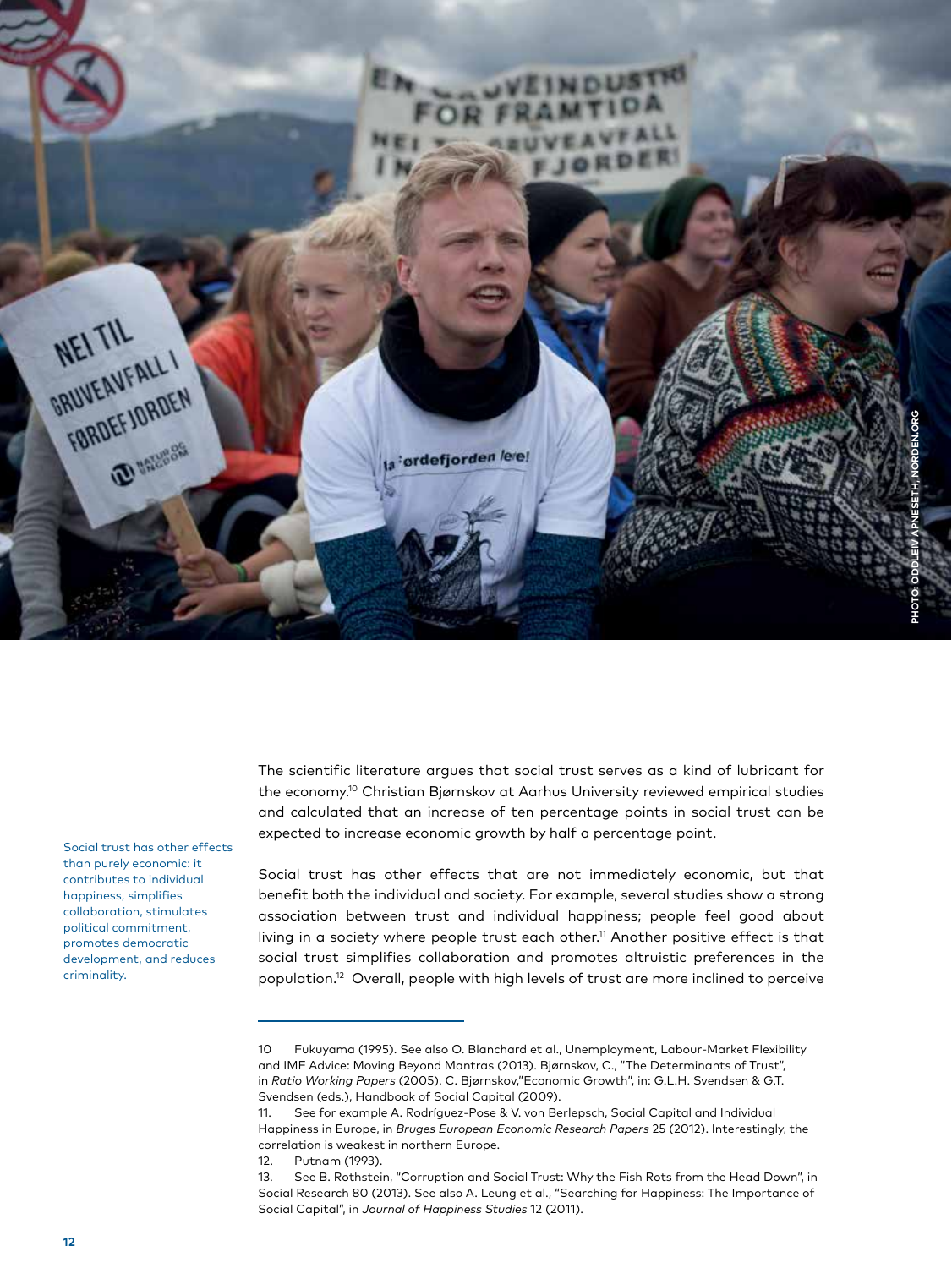PHOTO: ODDLEIV APNESETH, NORDEN.ORG

The scientific literature argues that social trust serves as a kind of lubricant for the economy.[10] Christian Bjørnskov at Aarhus University reviewed empirical studies and calculated that an increase of ten percentage points in social trust can be expected to increase economic growth by half a percentage point.

Social trust has other effects than purely economic: it contributes to individual happiness, simplifies collaboration, stimulates political commitment, promotes democratic development, and reduces criminality.

Social trust has other effects that are not immediately economic, but that benefit both the individual and society. For example, several studies show a strong association between trust and individual happiness; people feel good about living in a society where people trust each other.[11] Another positive effect is that social trust simplifies collaboration and promotes altruistic preferences in the population.[12] Overall, people with high levels of trust are more inclined to perceive

---

10 Fukuyama (1995). See also O. Blanchard et al., Unemployment, Labour-Market Flexibility and IMF Advice: Moving Beyond Mantras (2013). Bjørnskov, C., "The Determinants of Trust", in *Ratio Working Papers* (2005). C. Bjørnskov,"Economic Growth", in: G.L.H. Svendsen & G.T. Svendsen (eds.), Handbook of Social Capital (2009).

11. See for example A. Rodríguez-Pose & V. von Berlepsch, Social Capital and Individual Happiness in Europe, in *Bruges European Economic Research Papers* 25 (2012). Interestingly, the correlation is weakest in northern Europe.

12. Putnam (1993).

13. See B. Rothstein, "Corruption and Social Trust: Why the Fish Rots from the Head Down", in Social Research 80 (2013). See also A. Leung et al., "Searching for Happiness: The Importance of Social Capital", in *Journal of Happiness Studies* 12 (2011).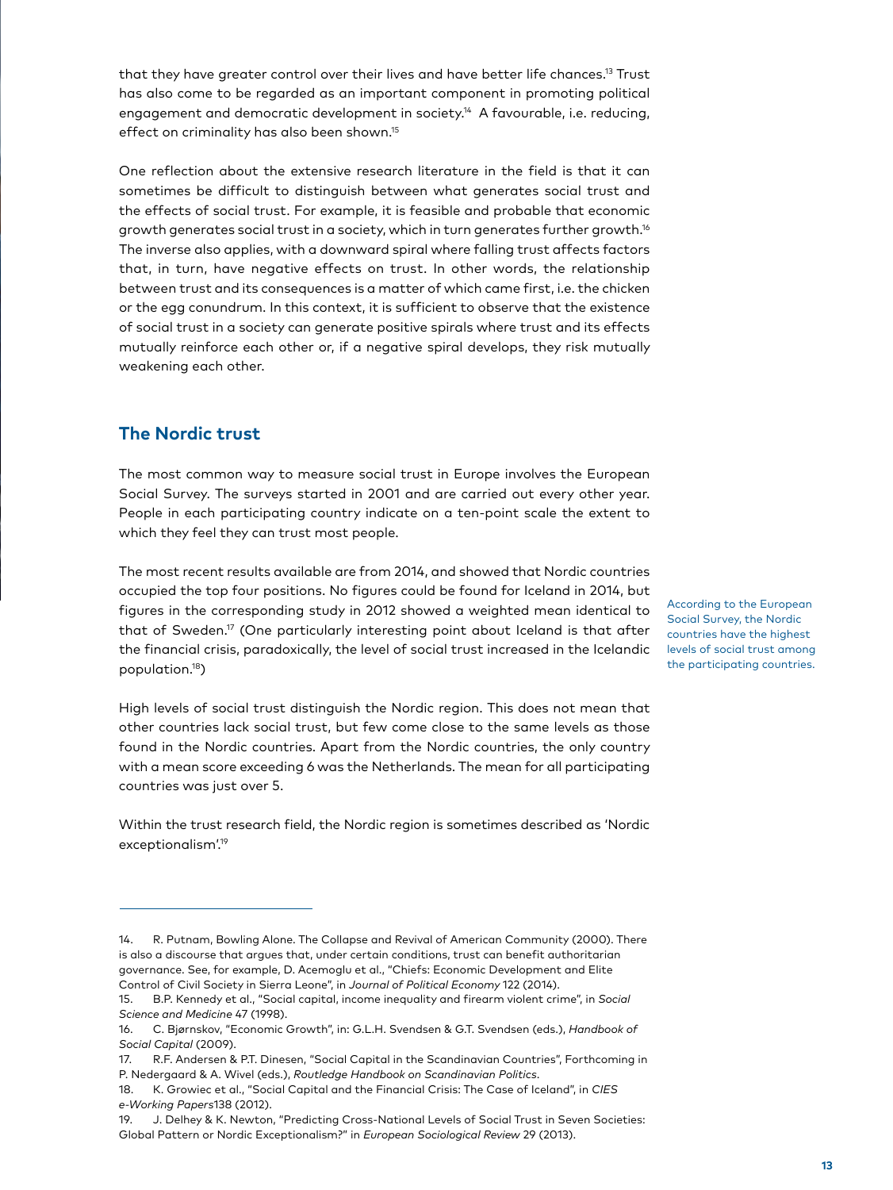that they have greater control over their lives and have better life chances.[13] Trust has also come to be regarded as an important component in promoting political engagement and democratic development in society.[14] A favourable, i.e. reducing, effect on criminality has also been shown.[15]

One reflection about the extensive research literature in the field is that it can sometimes be difficult to distinguish between what generates social trust and the effects of social trust. For example, it is feasible and probable that economic growth generates social trust in a society, which in turn generates further growth.[16] The inverse also applies, with a downward spiral where falling trust affects factors that, in turn, have negative effects on trust. In other words, the relationship between trust and its consequences is a matter of which came first, i.e. the chicken or the egg conundrum. In this context, it is sufficient to observe that the existence of social trust in a society can generate positive spirals where trust and its effects mutually reinforce each other or, if a negative spiral develops, they risk mutually weakening each other.

## The Nordic trust

The most common way to measure social trust in Europe involves the European Social Survey. The surveys started in 2001 and are carried out every other year. People in each participating country indicate on a ten-point scale the extent to which they feel they can trust most people.

The most recent results available are from 2014, and showed that Nordic countries occupied the top four positions. No figures could be found for Iceland in 2014, but figures in the corresponding study in 2012 showed a weighted mean identical to that of Sweden.[17] (One particularly interesting point about Iceland is that after the financial crisis, paradoxically, the level of social trust increased in the Icelandic population.[18])

According to the European Social Survey, the Nordic countries have the highest levels of social trust among the participating countries.

High levels of social trust distinguish the Nordic region. This does not mean that other countries lack social trust, but few come close to the same levels as those found in the Nordic countries. Apart from the Nordic countries, the only country with a mean score exceeding 6 was the Netherlands. The mean for all participating countries was just over 5.

Within the trust research field, the Nordic region is sometimes described as 'Nordic exceptionalism'.[19]

---

14. R. Putnam, Bowling Alone. The Collapse and Revival of American Community (2000). There is also a discourse that argues that, under certain conditions, trust can benefit authoritarian governance. See, for example, D. Acemoglu et al., "Chiefs: Economic Development and Elite Control of Civil Society in Sierra Leone", in *Journal of Political Economy* 122 (2014).
15. B.P. Kennedy et al., "Social capital, income inequality and firearm violent crime", in *Social Science and Medicine* 47 (1998).
16. C. Bjørnskov, "Economic Growth", in: G.L.H. Svendsen & G.T. Svendsen (eds.), *Handbook of Social Capital* (2009).
17. R.F. Andersen & P.T. Dinesen, "Social Capital in the Scandinavian Countries", Forthcoming in P. Nedergaard & A. Wivel (eds.), *Routledge Handbook on Scandinavian Politics*.
18. K. Growiec et al., "Social Capital and the Financial Crisis: The Case of Iceland", in *CIES e-Working Papers* 138 (2012).
19. J. Delhey & K. Newton, "Predicting Cross-National Levels of Social Trust in Seven Societies: Global Pattern or Nordic Exceptionalism?" in *European Sociological Review* 29 (2013).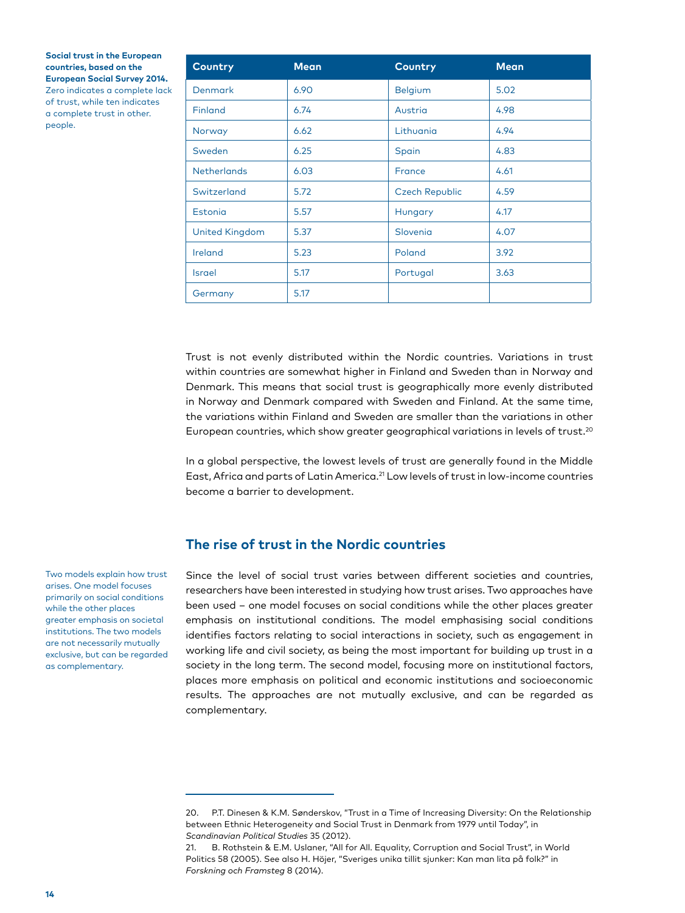**Social trust in the European countries, based on the European Social Survey 2014.** Zero indicates a complete lack of trust, while ten indicates a complete trust in other. people.

| Country | Mean | Country | Mean |
|---|---|---|---|
| Denmark | 6.90 | Belgium | 5.02 |
| Finland | 6.74 | Austria | 4.98 |
| Norway | 6.62 | Lithuania | 4.94 |
| Sweden | 6.25 | Spain | 4.83 |
| Netherlands | 6.03 | France | 4.61 |
| Switzerland | 5.72 | Czech Republic | 4.59 |
| Estonia | 5.57 | Hungary | 4.17 |
| United Kingdom | 5.37 | Slovenia | 4.07 |
| Ireland | 5.23 | Poland | 3.92 |
| Israel | 5.17 | Portugal | 3.63 |
| Germany | 5.17 | | |

Trust is not evenly distributed within the Nordic countries. Variations in trust within countries are somewhat higher in Finland and Sweden than in Norway and Denmark. This means that social trust is geographically more evenly distributed in Norway and Denmark compared with Sweden and Finland. At the same time, the variations within Finland and Sweden are smaller than the variations in other European countries, which show greater geographical variations in levels of trust.[20]

In a global perspective, the lowest levels of trust are generally found in the Middle East, Africa and parts of Latin America.[21] Low levels of trust in low-income countries become a barrier to development.

## The rise of trust in the Nordic countries

Two models explain how trust arises. One model focuses primarily on social conditions while the other places greater emphasis on societal institutions. The two models are not necessarily mutually exclusive, but can be regarded as complementary.

Since the level of social trust varies between different societies and countries, researchers have been interested in studying how trust arises. Two approaches have been used – one model focuses on social conditions while the other places greater emphasis on institutional conditions. The model emphasising social conditions identifies factors relating to social interactions in society, such as engagement in working life and civil society, as being the most important for building up trust in a society in the long term. The second model, focusing more on institutional factors, places more emphasis on political and economic institutions and socioeconomic results. The approaches are not mutually exclusive, and can be regarded as complementary.

---

20. P.T. Dinesen & K.M. Sønderskov, "Trust in a Time of Increasing Diversity: On the Relationship between Ethnic Heterogeneity and Social Trust in Denmark from 1979 until Today", in *Scandinavian Political Studies* 35 (2012).

21. B. Rothstein & E.M. Uslaner, "All for All. Equality, Corruption and Social Trust", in World Politics 58 (2005). See also H. Höjer, "Sveriges unika tillit sjunker: Kan man lita på folk?" in *Forskning och Framsteg* 8 (2014).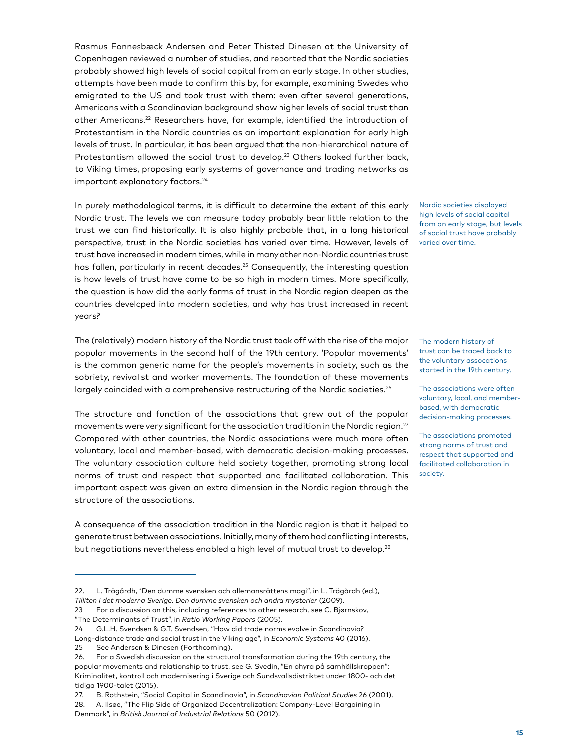Rasmus Fonnesbæck Andersen and Peter Thisted Dinesen at the University of Copenhagen reviewed a number of studies, and reported that the Nordic societies probably showed high levels of social capital from an early stage. In other studies, attempts have been made to confirm this by, for example, examining Swedes who emigrated to the US and took trust with them: even after several generations, Americans with a Scandinavian background show higher levels of social trust than other Americans.[22] Researchers have, for example, identified the introduction of Protestantism in the Nordic countries as an important explanation for early high levels of trust. In particular, it has been argued that the non-hierarchical nature of Protestantism allowed the social trust to develop.[23] Others looked further back, to Viking times, proposing early systems of governance and trading networks as important explanatory factors.[24]

In purely methodological terms, it is difficult to determine the extent of this early Nordic trust. The levels we can measure today probably bear little relation to the trust we can find historically. It is also highly probable that, in a long historical perspective, trust in the Nordic societies has varied over time. However, levels of trust have increased in modern times, while in many other non-Nordic countries trust has fallen, particularly in recent decades.[25] Consequently, the interesting question is how levels of trust have come to be so high in modern times. More specifically, the question is how did the early forms of trust in the Nordic region deepen as the countries developed into modern societies, and why has trust increased in recent years?

Nordic societies displayed high levels of social capital from an early stage, but levels of social trust have probably varied over time.

The (relatively) modern history of the Nordic trust took off with the rise of the major popular movements in the second half of the 19th century. 'Popular movements' is the common generic name for the people's movements in society, such as the sobriety, revivalist and worker movements. The foundation of these movements largely coincided with a comprehensive restructuring of the Nordic societies.[26]

The modern history of trust can be traced back to the voluntary assocations started in the 19th century.

The structure and function of the associations that grew out of the popular movements were very significant for the association tradition in the Nordic region.[27] Compared with other countries, the Nordic associations were much more often voluntary, local and member-based, with democratic decision-making processes. The voluntary association culture held society together, promoting strong local norms of trust and respect that supported and facilitated collaboration. This important aspect was given an extra dimension in the Nordic region through the structure of the associations.

The associations were often voluntary, local, and member-based, with democratic decision-making processes.

The associations promoted strong norms of trust and respect that supported and facilitated collaboration in society.

A consequence of the association tradition in the Nordic region is that it helped to generate trust between associations. Initially, many of them had conflicting interests, but negotiations nevertheless enabled a high level of mutual trust to develop.[28]

---

22. L. Trägårdh, "Den dumme svensken och allemansrättens magi", in L. Trägårdh (ed.), *Tilliten i det moderna Sverige. Den dumme svensken och andra mysterier* (2009).
23 For a discussion on this, including references to other research, see C. Bjørnskov, "The Determinants of Trust", in *Ratio Working Papers* (2005).
24 G.L.H. Svendsen & G.T. Svendsen, "How did trade norms evolve in Scandinavia? Long-distance trade and social trust in the Viking age", in *Economic Systems* 40 (2016).
25 See Andersen & Dinesen (Forthcoming).
26. For a Swedish discussion on the structural transformation during the 19th century, the popular movements and relationship to trust, see G. Svedin, "En ohyra på samhällskroppen": Kriminalitet, kontroll och modernisering i Sverige och Sundsvallsdistriktet under 1800- och det tidiga 1900-talet (2015).
27. B. Rothstein, "Social Capital in Scandinavia", in *Scandinavian Political Studies* 26 (2001).
28. A. Ilsøe, "The Flip Side of Organized Decentralization: Company-Level Bargaining in Denmark", in *British Journal of Industrial Relations* 50 (2012).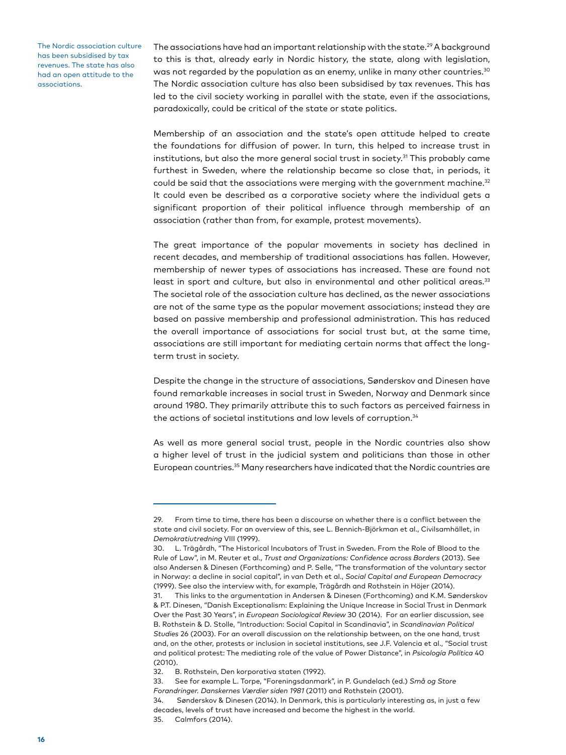The Nordic association culture has been subsidised by tax revenues. The state has also had an open attitude to the associations.

The associations have had an important relationship with the state.[29] A background to this is that, already early in Nordic history, the state, along with legislation, was not regarded by the population as an enemy, unlike in many other countries.[30] The Nordic association culture has also been subsidised by tax revenues. This has led to the civil society working in parallel with the state, even if the associations, paradoxically, could be critical of the state or state politics.

Membership of an association and the state's open attitude helped to create the foundations for diffusion of power. In turn, this helped to increase trust in institutions, but also the more general social trust in society.[31] This probably came furthest in Sweden, where the relationship became so close that, in periods, it could be said that the associations were merging with the government machine.[32] It could even be described as a corporative society where the individual gets a significant proportion of their political influence through membership of an association (rather than from, for example, protest movements).

The great importance of the popular movements in society has declined in recent decades, and membership of traditional associations has fallen. However, membership of newer types of associations has increased. These are found not least in sport and culture, but also in environmental and other political areas.[33] The societal role of the association culture has declined, as the newer associations are not of the same type as the popular movement associations; instead they are based on passive membership and professional administration. This has reduced the overall importance of associations for social trust but, at the same time, associations are still important for mediating certain norms that affect the long-term trust in society.

Despite the change in the structure of associations, Sønderskov and Dinesen have found remarkable increases in social trust in Sweden, Norway and Denmark since around 1980. They primarily attribute this to such factors as perceived fairness in the actions of societal institutions and low levels of corruption.[34]

As well as more general social trust, people in the Nordic countries also show a higher level of trust in the judicial system and politicians than those in other European countries.[35] Many researchers have indicated that the Nordic countries are

---

29. From time to time, there has been a discourse on whether there is a conflict between the state and civil society. For an overview of this, see L. Bennich-Björkman et al., Civilsamhället, in *Demokratiutredning* VIII (1999).

30. L. Trägårdh, "The Historical Incubators of Trust in Sweden. From the Role of Blood to the Rule of Law", in M. Reuter et al., *Trust and Organizations: Confidence across Borders* (2013). See also Andersen & Dinesen (Forthcoming) and P. Selle, "The transformation of the voluntary sector in Norway: a decline in social capital", in van Deth et al., *Social Capital and European Democracy* (1999). See also the interview with, for example, Trägårdh and Rothstein in Höjer (2014).

31. This links to the argumentation in Andersen & Dinesen (Forthcoming) and K.M. Sønderskov & P.T. Dinesen, "Danish Exceptionalism: Explaining the Unique Increase in Social Trust in Denmark Over the Past 30 Years", in *European Sociological Review* 30 (2014). For an earlier discussion, see B. Rothstein & D. Stolle, "Introduction: Social Capital in Scandinavia", in *Scandinavian Political Studies* 26 (2003). For an overall discussion on the relationship between, on the one hand, trust and, on the other, protests or inclusion in societal institutions, see J.F. Valencia et al., "Social trust and political protest: The mediating role of the value of Power Distance", in *Psicología Política* 40 (2010).

32. B. Rothstein, Den korporativa staten (1992).

33. See for example L. Torpe, "Foreningsdanmark", in P. Gundelach (ed.) *Små og Store Forandringer. Danskernes Værdier siden 1981* (2011) and Rothstein (2001).

34. Sønderskov & Dinesen (2014). In Denmark, this is particularly interesting as, in just a few decades, levels of trust have increased and become the highest in the world.

35. Calmfors (2014).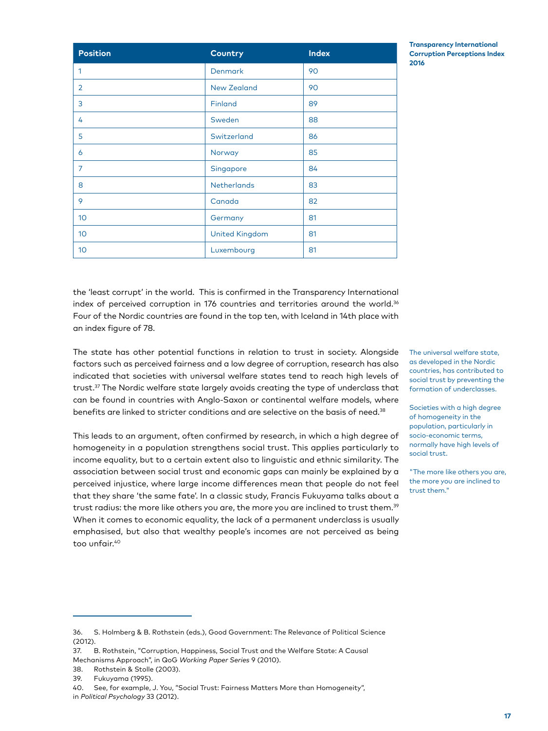**Transparency International Corruption Perceptions Index 2016**

| Position | Country | Index |
|---|---|---|
| 1 | Denmark | 90 |
| 2 | New Zealand | 90 |
| 3 | Finland | 89 |
| 4 | Sweden | 88 |
| 5 | Switzerland | 86 |
| 6 | Norway | 85 |
| 7 | Singapore | 84 |
| 8 | Netherlands | 83 |
| 9 | Canada | 82 |
| 10 | Germany | 81 |
| 10 | United Kingdom | 81 |
| 10 | Luxembourg | 81 |

the 'least corrupt' in the world. This is confirmed in the Transparency International index of perceived corruption in 176 countries and territories around the world.[36] Four of the Nordic countries are found in the top ten, with Iceland in 14th place with an index figure of 78.

The state has other potential functions in relation to trust in society. Alongside factors such as perceived fairness and a low degree of corruption, research has also indicated that societies with universal welfare states tend to reach high levels of trust.[37] The Nordic welfare state largely avoids creating the type of underclass that can be found in countries with Anglo-Saxon or continental welfare models, where benefits are linked to stricter conditions and are selective on the basis of need.[38]

The universal welfare state, as developed in the Nordic countries, has contributed to social trust by preventing the formation of underclasses.

This leads to an argument, often confirmed by research, in which a high degree of homogeneity in a population strengthens social trust. This applies particularly to income equality, but to a certain extent also to linguistic and ethnic similarity. The association between social trust and economic gaps can mainly be explained by a perceived injustice, where large income differences mean that people do not feel that they share 'the same fate'. In a classic study, Francis Fukuyama talks about a trust radius: the more like others you are, the more you are inclined to trust them.[39] When it comes to economic equality, the lack of a permanent underclass is usually emphasised, but also that wealthy people's incomes are not perceived as being too unfair.[40]

Societies with a high degree of homogeneity in the population, particularly in socio-economic terms, normally have high levels of social trust.

"The more like others you are, the more you are inclined to trust them."

---

36. S. Holmberg & B. Rothstein (eds.), Good Government: The Relevance of Political Science (2012).
37. B. Rothstein, "Corruption, Happiness, Social Trust and the Welfare State: A Causal Mechanisms Approach", in QoG *Working Paper Series* 9 (2010).
38. Rothstein & Stolle (2003).
39. Fukuyama (1995).
40. See, for example, J. You, "Social Trust: Fairness Matters More than Homogeneity", in *Political Psychology* 33 (2012).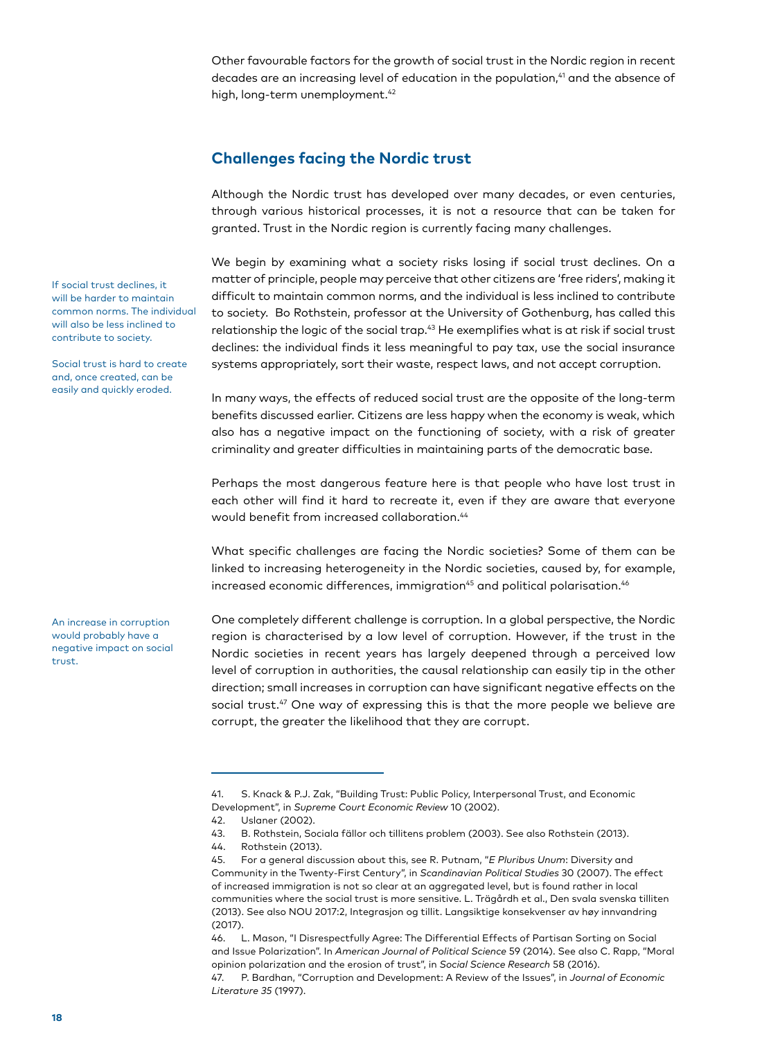Other favourable factors for the growth of social trust in the Nordic region in recent decades are an increasing level of education in the population,[41] and the absence of high, long-term unemployment.[42]

## Challenges facing the Nordic trust

Although the Nordic trust has developed over many decades, or even centuries, through various historical processes, it is not a resource that can be taken for granted. Trust in the Nordic region is currently facing many challenges.

If social trust declines, it will be harder to maintain common norms. The individual will also be less inclined to contribute to society.

Social trust is hard to create and, once created, can be easily and quickly eroded.

We begin by examining what a society risks losing if social trust declines. On a matter of principle, people may perceive that other citizens are 'free riders', making it difficult to maintain common norms, and the individual is less inclined to contribute to society. Bo Rothstein, professor at the University of Gothenburg, has called this relationship the logic of the social trap.[43] He exemplifies what is at risk if social trust declines: the individual finds it less meaningful to pay tax, use the social insurance systems appropriately, sort their waste, respect laws, and not accept corruption.

In many ways, the effects of reduced social trust are the opposite of the long-term benefits discussed earlier. Citizens are less happy when the economy is weak, which also has a negative impact on the functioning of society, with a risk of greater criminality and greater difficulties in maintaining parts of the democratic base.

Perhaps the most dangerous feature here is that people who have lost trust in each other will find it hard to recreate it, even if they are aware that everyone would benefit from increased collaboration.[44]

What specific challenges are facing the Nordic societies? Some of them can be linked to increasing heterogeneity in the Nordic societies, caused by, for example, increased economic differences, immigration[45] and political polarisation.[46]

An increase in corruption would probably have a negative impact on social trust.

One completely different challenge is corruption. In a global perspective, the Nordic region is characterised by a low level of corruption. However, if the trust in the Nordic societies in recent years has largely deepened through a perceived low level of corruption in authorities, the causal relationship can easily tip in the other direction; small increases in corruption can have significant negative effects on the social trust.[47] One way of expressing this is that the more people we believe are corrupt, the greater the likelihood that they are corrupt.

---

41. S. Knack & P.J. Zak, "Building Trust: Public Policy, Interpersonal Trust, and Economic Development", in *Supreme Court Economic Review* 10 (2002).
42. Uslaner (2002).
43. B. Rothstein, Sociala fällor och tillitens problem (2003). See also Rothstein (2013).
44. Rothstein (2013).
45. For a general discussion about this, see R. Putnam, "*E Pluribus Unum*: Diversity and Community in the Twenty-First Century", in *Scandinavian Political Studies* 30 (2007). The effect of increased immigration is not so clear at an aggregated level, but is found rather in local communities where the social trust is more sensitive. L. Trägårdh et al., Den svala svenska tilliten (2013). See also NOU 2017:2, Integrasjon og tillit. Langsiktige konsekvenser av høy innvandring (2017).
46. L. Mason, "I Disrespectfully Agree: The Differential Effects of Partisan Sorting on Social and Issue Polarization". In *American Journal of Political Science* 59 (2014). See also C. Rapp, "Moral opinion polarization and the erosion of trust", in *Social Science Research* 58 (2016).
47. P. Bardhan, "Corruption and Development: A Review of the Issues", in *Journal of Economic Literature 35* (1997).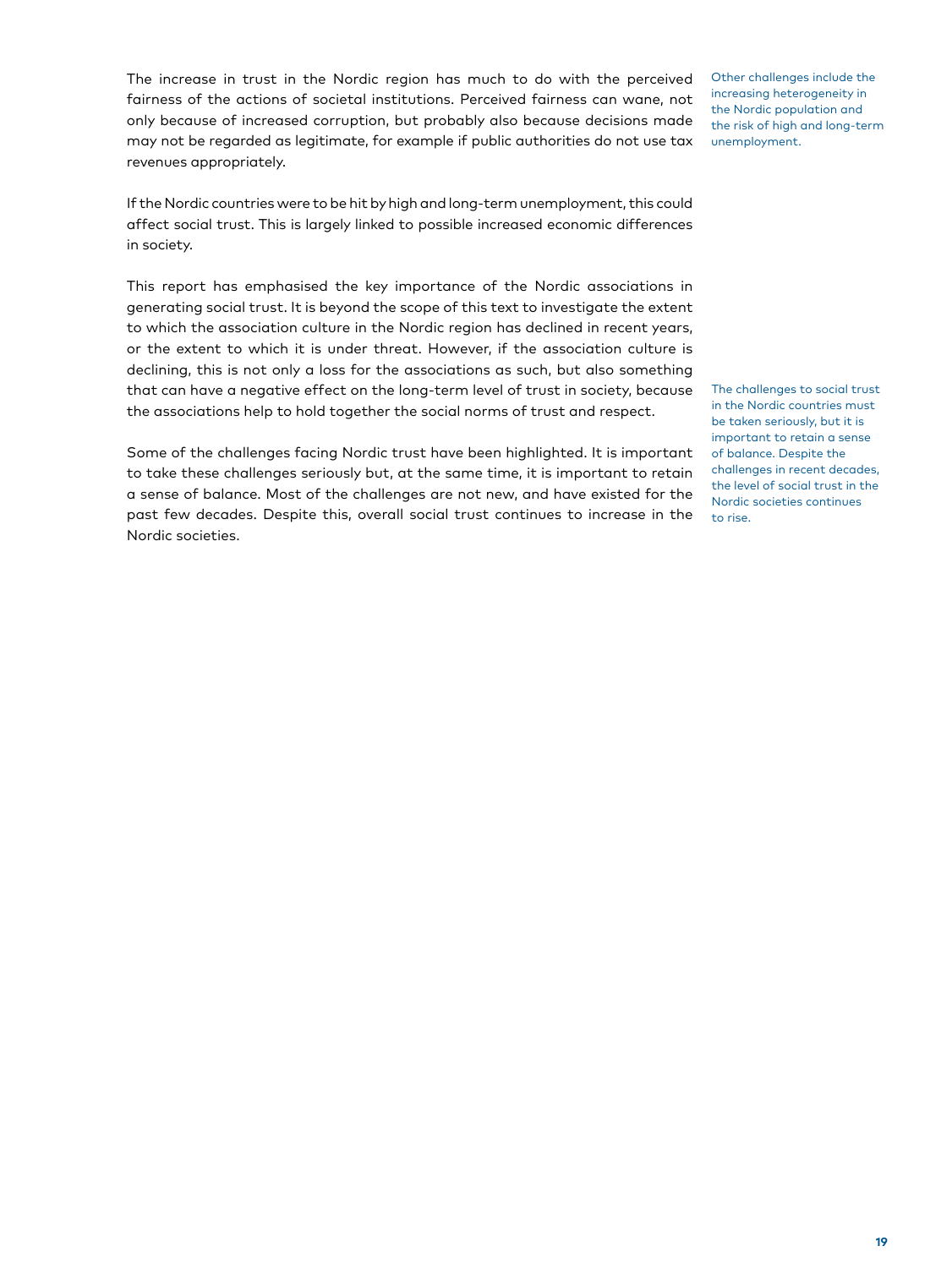The increase in trust in the Nordic region has much to do with the perceived fairness of the actions of societal institutions. Perceived fairness can wane, not only because of increased corruption, but probably also because decisions made may not be regarded as legitimate, for example if public authorities do not use tax revenues appropriately.

Other challenges include the increasing heterogeneity in the Nordic population and the risk of high and long-term unemployment.

If the Nordic countries were to be hit by high and long-term unemployment, this could affect social trust. This is largely linked to possible increased economic differences in society.

This report has emphasised the key importance of the Nordic associations in generating social trust. It is beyond the scope of this text to investigate the extent to which the association culture in the Nordic region has declined in recent years, or the extent to which it is under threat. However, if the association culture is declining, this is not only a loss for the associations as such, but also something that can have a negative effect on the long-term level of trust in society, because the associations help to hold together the social norms of trust and respect.

The challenges to social trust in the Nordic countries must be taken seriously, but it is important to retain a sense of balance. Despite the challenges in recent decades, the level of social trust in the Nordic societies continues to rise.

Some of the challenges facing Nordic trust have been highlighted. It is important to take these challenges seriously but, at the same time, it is important to retain a sense of balance. Most of the challenges are not new, and have existed for the past few decades. Despite this, overall social trust continues to increase in the Nordic societies.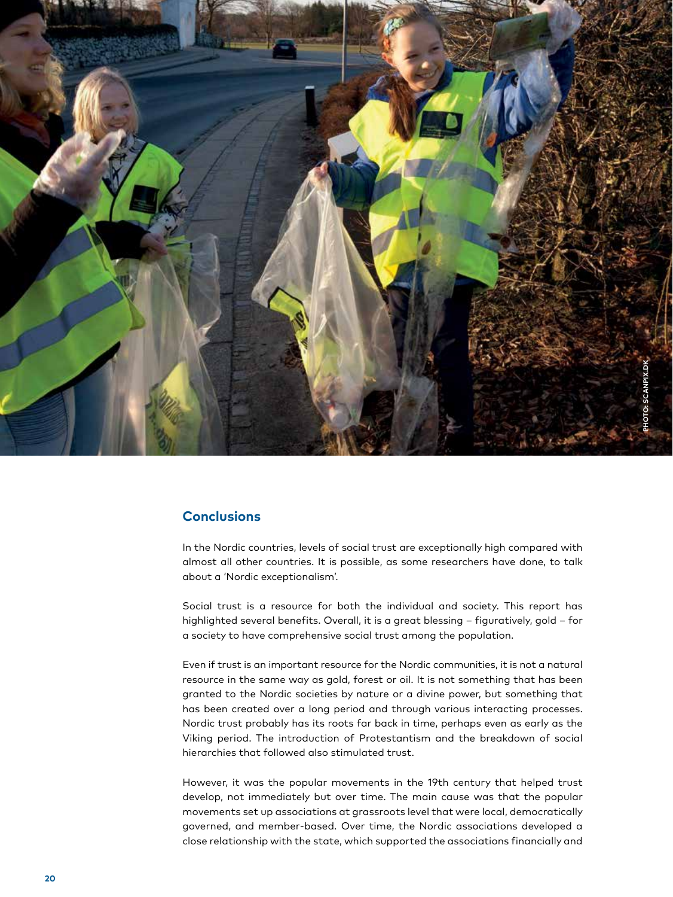PHOTO: SCANPIX.DK

## Conclusions

In the Nordic countries, levels of social trust are exceptionally high compared with almost all other countries. It is possible, as some researchers have done, to talk about a 'Nordic exceptionalism'.

Social trust is a resource for both the individual and society. This report has highlighted several benefits. Overall, it is a great blessing – figuratively, gold – for a society to have comprehensive social trust among the population.

Even if trust is an important resource for the Nordic communities, it is not a natural resource in the same way as gold, forest or oil. It is not something that has been granted to the Nordic societies by nature or a divine power, but something that has been created over a long period and through various interacting processes. Nordic trust probably has its roots far back in time, perhaps even as early as the Viking period. The introduction of Protestantism and the breakdown of social hierarchies that followed also stimulated trust.

However, it was the popular movements in the 19th century that helped trust develop, not immediately but over time. The main cause was that the popular movements set up associations at grassroots level that were local, democratically governed, and member-based. Over time, the Nordic associations developed a close relationship with the state, which supported the associations financially and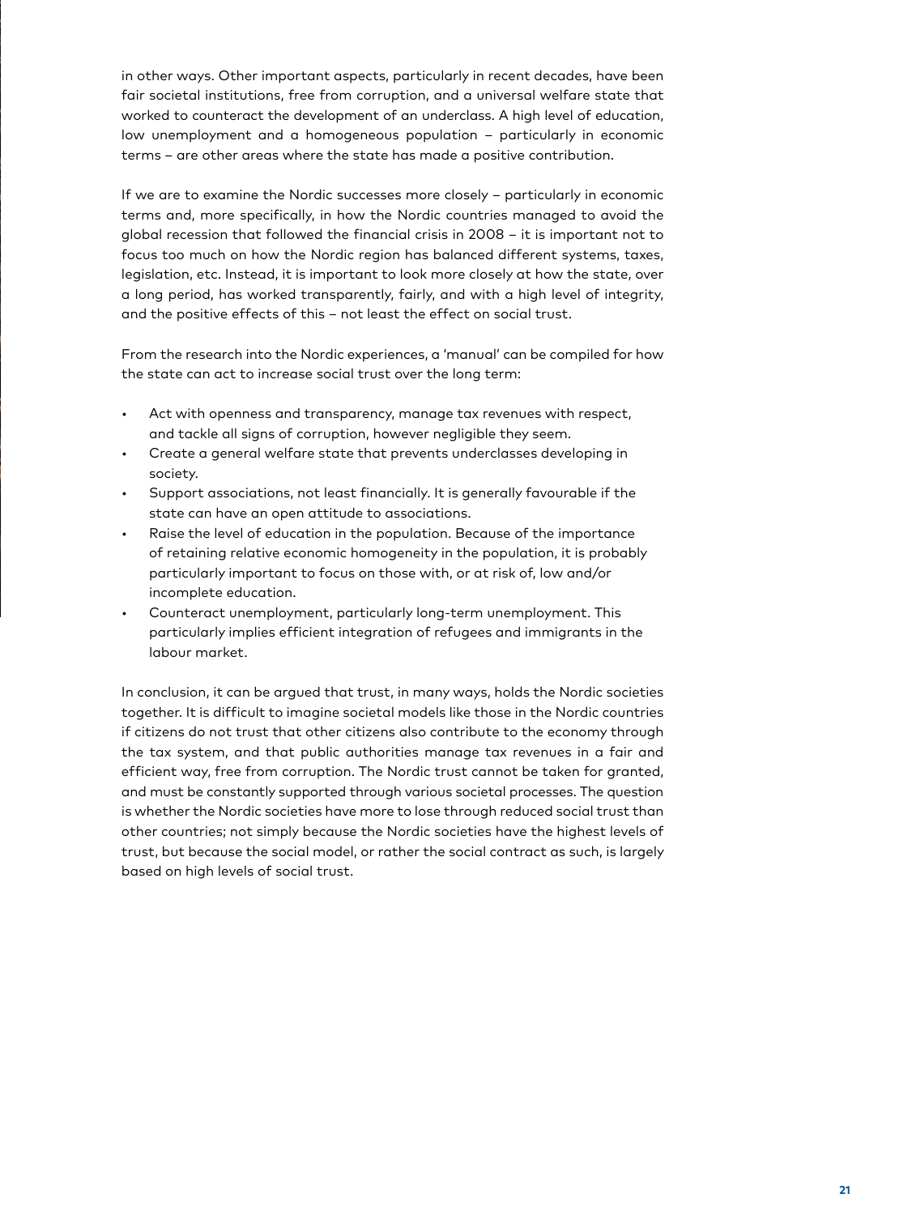in other ways. Other important aspects, particularly in recent decades, have been fair societal institutions, free from corruption, and a universal welfare state that worked to counteract the development of an underclass. A high level of education, low unemployment and a homogeneous population – particularly in economic terms – are other areas where the state has made a positive contribution.

If we are to examine the Nordic successes more closely – particularly in economic terms and, more specifically, in how the Nordic countries managed to avoid the global recession that followed the financial crisis in 2008 – it is important not to focus too much on how the Nordic region has balanced different systems, taxes, legislation, etc. Instead, it is important to look more closely at how the state, over a long period, has worked transparently, fairly, and with a high level of integrity, and the positive effects of this – not least the effect on social trust.

From the research into the Nordic experiences, a 'manual' can be compiled for how the state can act to increase social trust over the long term:

- Act with openness and transparency, manage tax revenues with respect, and tackle all signs of corruption, however negligible they seem.
- Create a general welfare state that prevents underclasses developing in society.
- Support associations, not least financially. It is generally favourable if the state can have an open attitude to associations.
- Raise the level of education in the population. Because of the importance of retaining relative economic homogeneity in the population, it is probably particularly important to focus on those with, or at risk of, low and/or incomplete education.
- Counteract unemployment, particularly long-term unemployment. This particularly implies efficient integration of refugees and immigrants in the labour market.

In conclusion, it can be argued that trust, in many ways, holds the Nordic societies together. It is difficult to imagine societal models like those in the Nordic countries if citizens do not trust that other citizens also contribute to the economy through the tax system, and that public authorities manage tax revenues in a fair and efficient way, free from corruption. The Nordic trust cannot be taken for granted, and must be constantly supported through various societal processes. The question is whether the Nordic societies have more to lose through reduced social trust than other countries; not simply because the Nordic societies have the highest levels of trust, but because the social model, or rather the social contract as such, is largely based on high levels of social trust.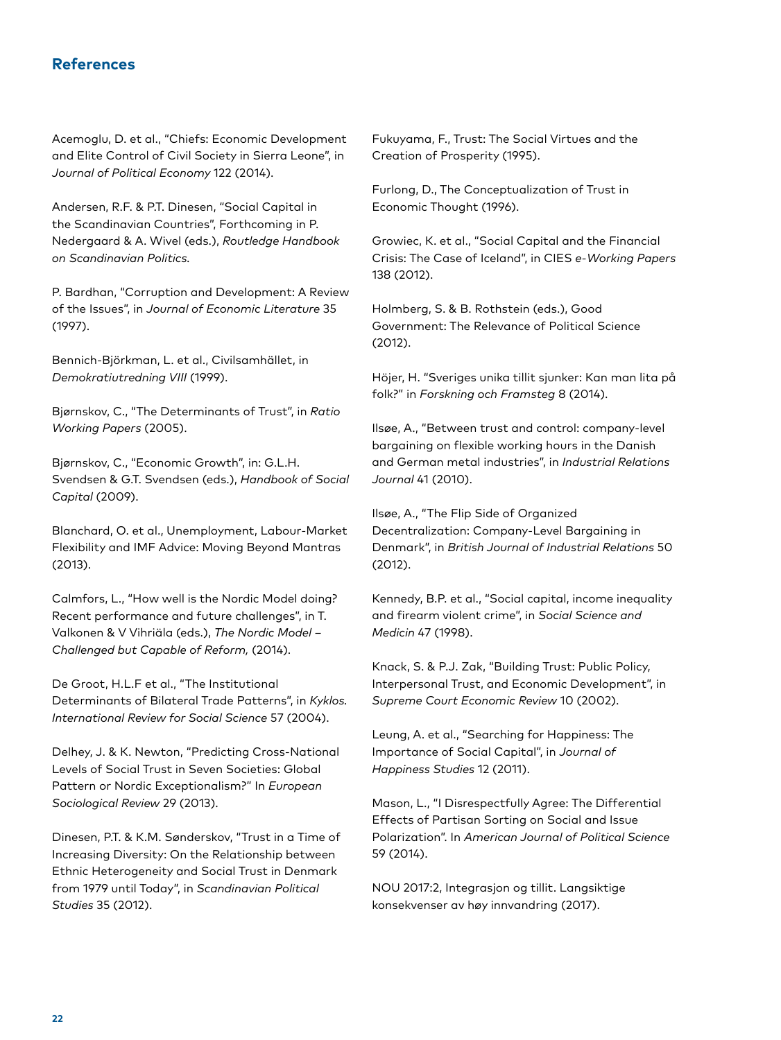## References

Acemoglu, D. et al., "Chiefs: Economic Development and Elite Control of Civil Society in Sierra Leone", in *Journal of Political Economy* 122 (2014).

Andersen, R.F. & P.T. Dinesen, "Social Capital in the Scandinavian Countries", Forthcoming in P. Nedergaard & A. Wivel (eds.), *Routledge Handbook on Scandinavian Politics.*

P. Bardhan, "Corruption and Development: A Review of the Issues", in *Journal of Economic Literature* 35 (1997).

Bennich-Björkman, L. et al., Civilsamhället, in *Demokratiutredning VIII* (1999).

Bjørnskov, C., "The Determinants of Trust", in *Ratio Working Papers* (2005).

Bjørnskov, C., "Economic Growth", in: G.L.H. Svendsen & G.T. Svendsen (eds.), *Handbook of Social Capital* (2009).

Blanchard, O. et al., Unemployment, Labour-Market Flexibility and IMF Advice: Moving Beyond Mantras (2013).

Calmfors, L., "How well is the Nordic Model doing? Recent performance and future challenges", in T. Valkonen & V Vihriäla (eds.), *The Nordic Model – Challenged but Capable of Reform,* (2014).

De Groot, H.L.F et al., "The Institutional Determinants of Bilateral Trade Patterns", in *Kyklos. International Review for Social Science* 57 (2004).

Delhey, J. & K. Newton, "Predicting Cross-National Levels of Social Trust in Seven Societies: Global Pattern or Nordic Exceptionalism?" In *European Sociological Review* 29 (2013).

Dinesen, P.T. & K.M. Sønderskov, "Trust in a Time of Increasing Diversity: On the Relationship between Ethnic Heterogeneity and Social Trust in Denmark from 1979 until Today", in *Scandinavian Political Studies* 35 (2012).

Fukuyama, F., Trust: The Social Virtues and the Creation of Prosperity (1995).

Furlong, D., The Conceptualization of Trust in Economic Thought (1996).

Growiec, K. et al., "Social Capital and the Financial Crisis: The Case of Iceland", in CIES *e-Working Papers* 138 (2012).

Holmberg, S. & B. Rothstein (eds.), Good Government: The Relevance of Political Science (2012).

Höjer, H. "Sveriges unika tillit sjunker: Kan man lita på folk?" in *Forskning och Framsteg* 8 (2014).

Ilsøe, A., "Between trust and control: company-level bargaining on flexible working hours in the Danish and German metal industries", in *Industrial Relations Journal* 41 (2010).

Ilsøe, A., "The Flip Side of Organized Decentralization: Company-Level Bargaining in Denmark", in *British Journal of Industrial Relations* 50 (2012).

Kennedy, B.P. et al., "Social capital, income inequality and firearm violent crime", in *Social Science and Medicin* 47 (1998).

Knack, S. & P.J. Zak, "Building Trust: Public Policy, Interpersonal Trust, and Economic Development", in *Supreme Court Economic Review* 10 (2002).

Leung, A. et al., "Searching for Happiness: The Importance of Social Capital", in *Journal of Happiness Studies* 12 (2011).

Mason, L., "I Disrespectfully Agree: The Differential Effects of Partisan Sorting on Social and Issue Polarization". In *American Journal of Political Science* 59 (2014).

NOU 2017:2, Integrasjon og tillit. Langsiktige konsekvenser av høy innvandring (2017).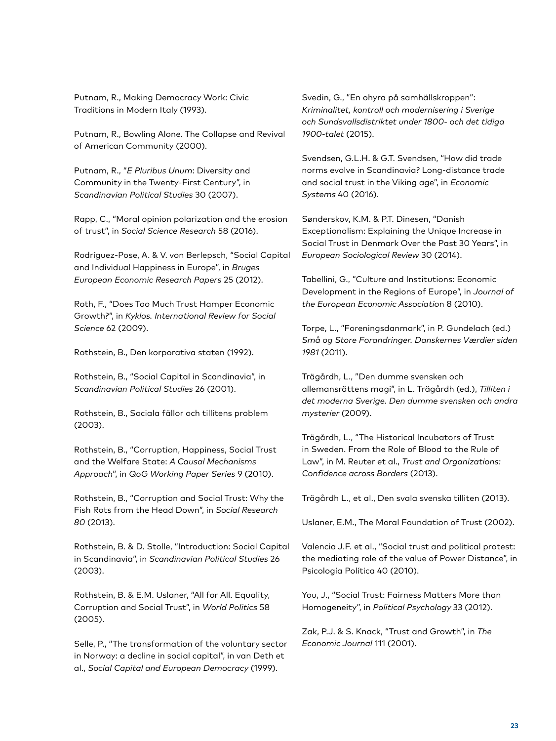Putnam, R., Making Democracy Work: Civic Traditions in Modern Italy (1993).

Putnam, R., Bowling Alone. The Collapse and Revival of American Community (2000).

Putnam, R., "*E Pluribus Unum*: Diversity and Community in the Twenty-First Century", in *Scandinavian Political Studies* 30 (2007).

Rapp, C., "Moral opinion polarization and the erosion of trust", in *Social Science Research* 58 (2016).

Rodríguez-Pose, A. & V. von Berlepsch, "Social Capital and Individual Happiness in Europe", in *Bruges European Economic Research Papers* 25 (2012).

Roth, F., "Does Too Much Trust Hamper Economic Growth?", in *Kyklos. International Review for Social Science* 62 (2009).

Rothstein, B., Den korporativa staten (1992).

Rothstein, B., "Social Capital in Scandinavia", in *Scandinavian Political Studies* 26 (2001).

Rothstein, B., Sociala fällor och tillitens problem (2003).

Rothstein, B., "Corruption, Happiness, Social Trust and the Welfare State: *A Causal Mechanisms Approach*", in *QoG Working Paper Series* 9 (2010).

Rothstein, B., "Corruption and Social Trust: Why the Fish Rots from the Head Down", in *Social Research 80* (2013).

Rothstein, B. & D. Stolle, "Introduction: Social Capital in Scandinavia", in *Scandinavian Political Studies* 26 (2003).

Rothstein, B. & E.M. Uslaner, "All for All. Equality, Corruption and Social Trust", in *World Politics* 58 (2005).

Selle, P., "The transformation of the voluntary sector in Norway: a decline in social capital", in van Deth et al., *Social Capital and European Democracy* (1999).

Svedin, G., "En ohyra på samhällskroppen": *Kriminalitet, kontroll och modernisering i Sverige och Sundsvallsdistriktet under 1800- och det tidiga 1900-talet* (2015).

Svendsen, G.L.H. & G.T. Svendsen, "How did trade norms evolve in Scandinavia? Long-distance trade and social trust in the Viking age", in *Economic Systems* 40 (2016).

Sønderskov, K.M. & P.T. Dinesen, "Danish Exceptionalism: Explaining the Unique Increase in Social Trust in Denmark Over the Past 30 Years", in *European Sociological Review* 30 (2014).

Tabellini, G., "Culture and Institutions: Economic Development in the Regions of Europe", in *Journal of the European Economic Association* 8 (2010).

Torpe, L., "Foreningsdanmark", in P. Gundelach (ed.) *Små og Store Forandringer. Danskernes Værdier siden 1981* (2011).

Trägårdh, L., "Den dumme svensken och allemansrättens magi", in L. Trägårdh (ed.), *Tilliten i det moderna Sverige. Den dumme svensken och andra mysterier* (2009).

Trägårdh, L., "The Historical Incubators of Trust in Sweden. From the Role of Blood to the Rule of Law", in M. Reuter et al., *Trust and Organizations: Confidence across Borders* (2013).

Trägårdh L., et al., Den svala svenska tilliten (2013).

Uslaner, E.M., The Moral Foundation of Trust (2002).

Valencia J.F. et al., "Social trust and political protest: the mediating role of the value of Power Distance", in Psicología Política 40 (2010).

You, J., "Social Trust: Fairness Matters More than Homogeneity", in *Political Psychology* 33 (2012).

Zak, P.J. & S. Knack, "Trust and Growth", in *The Economic Journal* 111 (2001).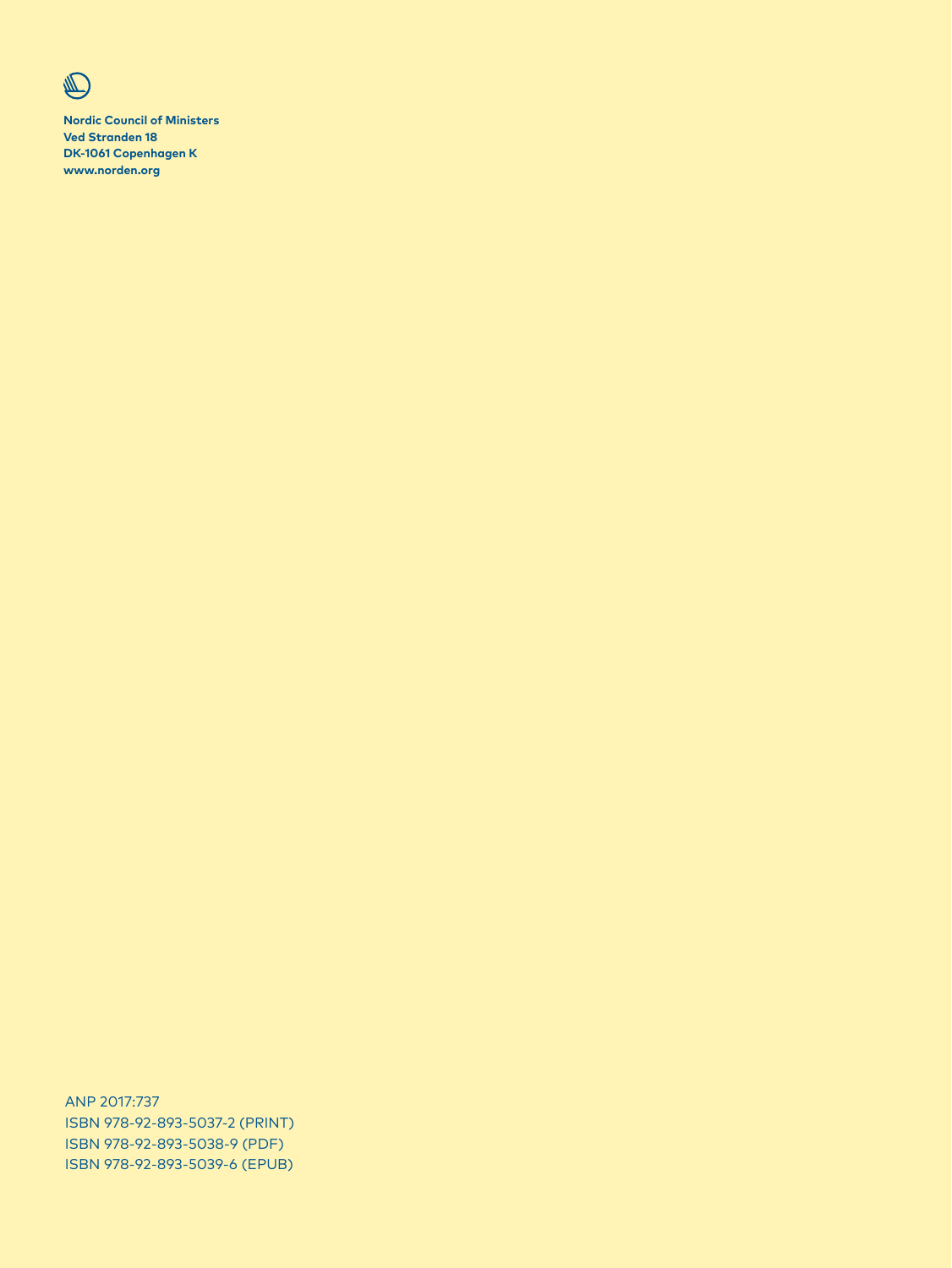**Nordic Council of Ministers**
**Ved Stranden 18**
**DK-1061 Copenhagen K**
**www.norden.org**

ANP 2017:737
ISBN 978-92-893-5037-2 (PRINT)
ISBN 978-92-893-5038-9 (PDF)
ISBN 978-92-893-5039-6 (EPUB)